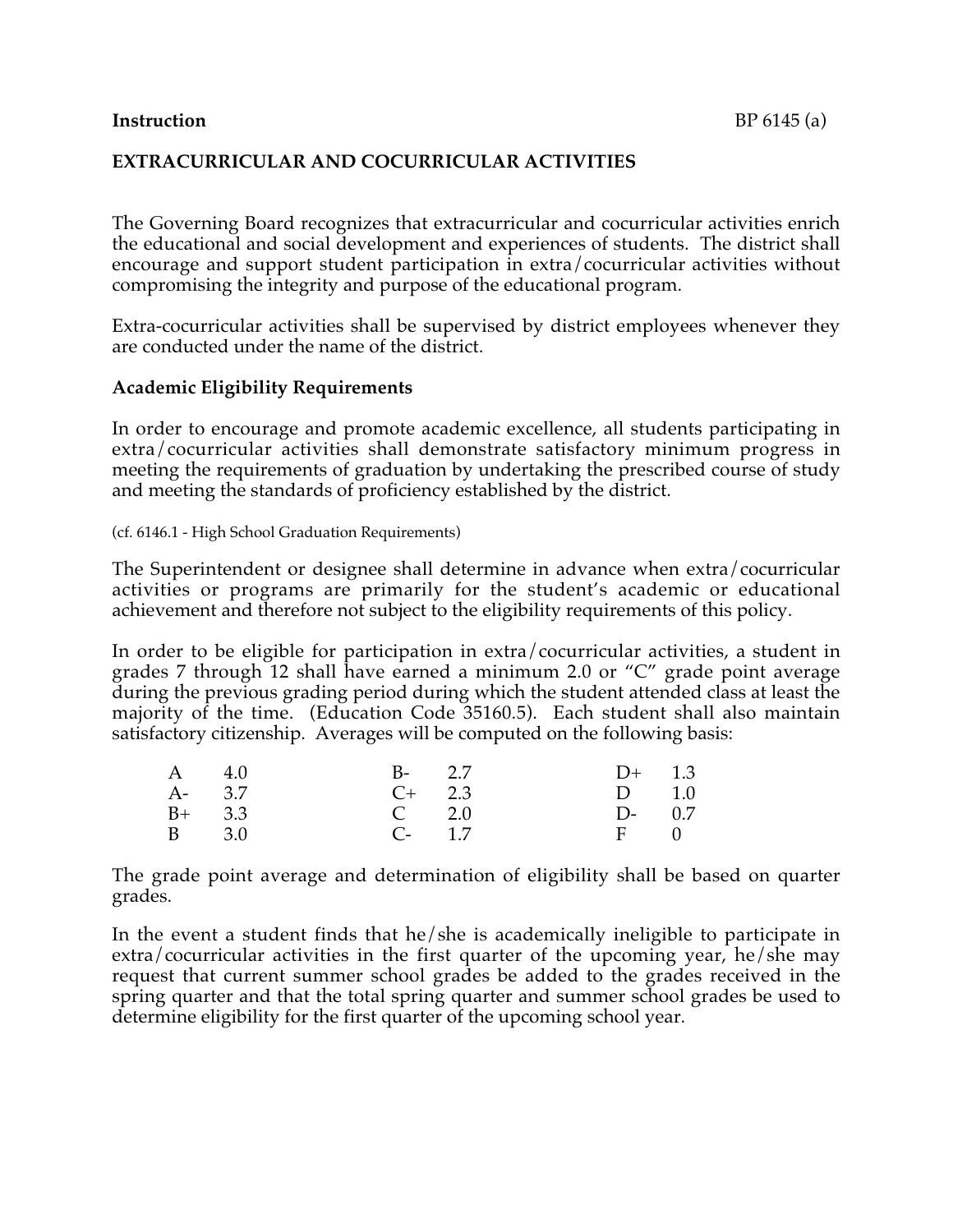**Instruction** BP 6145 (a)

## EXTRACURRICULAR AND COCURRICULAR ACTIVITIES

The Governing Board recognizes that extracurricular and cocurricular activities enrich the educational and social development and experiences of students. The district shall encourage and support student participation in extra/cocurricular activities without compromising the integrity and purpose of the educational program.

Extra-cocurricular activities shall be supervised by district employees whenever they are conducted under the name of the district.

### Academic Eligibility Requirements

In order to encourage and promote academic excellence, all students participating in extra/cocurricular activities shall demonstrate satisfactory minimum progress in meeting the requirements of graduation by undertaking the prescribed course of study and meeting the standards of proficiency established by the district.

(cf. 6146.1 - High School Graduation Requirements)

The Superintendent or designee shall determine in advance when extra/cocurricular activities or programs are primarily for the student's academic or educational achievement and therefore not subject to the eligibility requirements of this policy.

In order to be eligible for participation in extra/cocurricular activities, a student in grades 7 through 12 shall have earned a minimum 2.0 or "C" grade point average during the previous grading period during which the student attended class at least the majority of the time. (Education Code 35160.5). Each student shall also maintain satisfactory citizenship. Averages will be computed on the following basis:

| | | | | | |
|---|---|---|---|---|---|
| A | 4.0 | B- | 2.7 | D+ | 1.3 |
| A- | 3.7 | C+ | 2.3 | D | 1.0 |
| B+ | 3.3 | C | 2.0 | D- | 0.7 |
| B | 3.0 | C- | 1.7 | F | 0 |

The grade point average and determination of eligibility shall be based on quarter grades.

In the event a student finds that he/she is academically ineligible to participate in extra/cocurricular activities in the first quarter of the upcoming year, he/she may request that current summer school grades be added to the grades received in the spring quarter and that the total spring quarter and summer school grades be used to determine eligibility for the first quarter of the upcoming school year.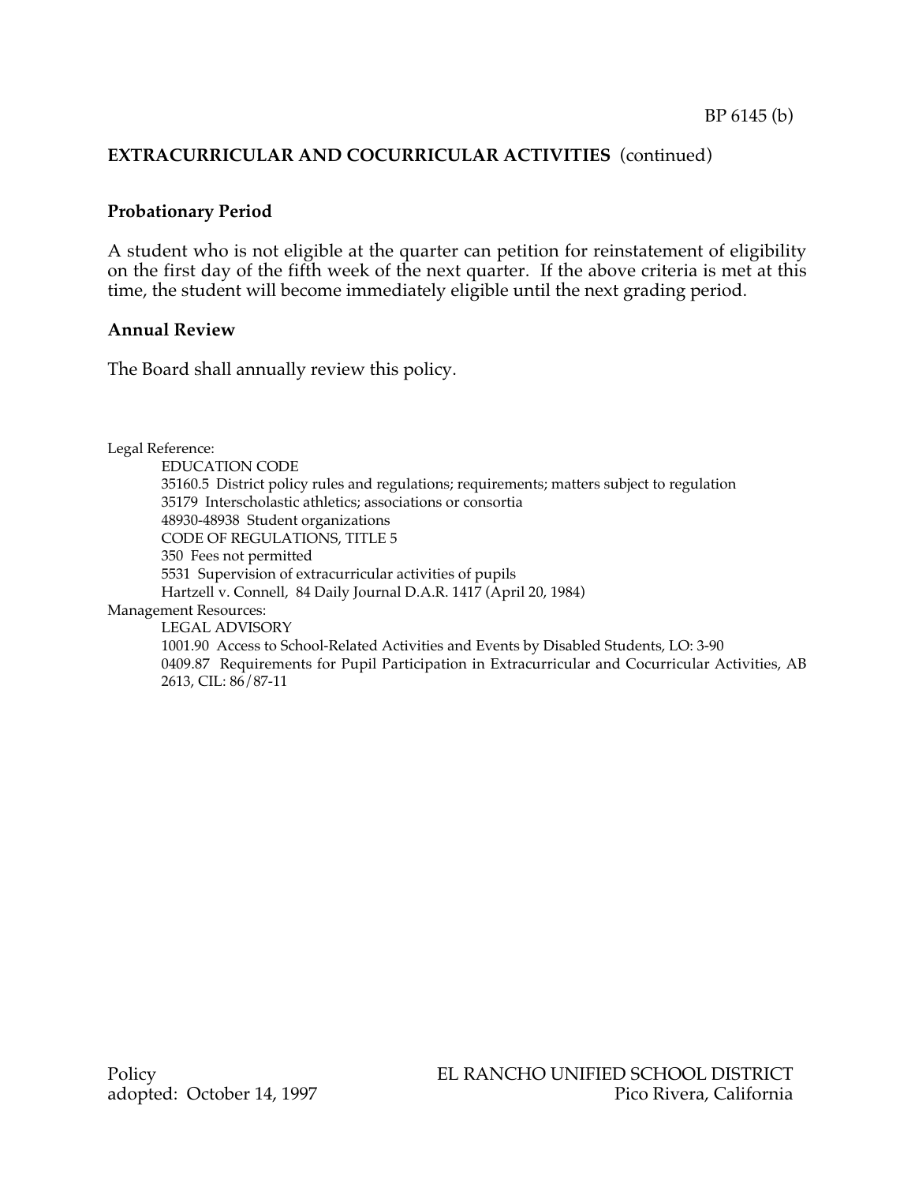## EXTRACURRICULAR AND COCURRICULAR ACTIVITIES (continued)

### Probationary Period

A student who is not eligible at the quarter can petition for reinstatement of eligibility on the first day of the fifth week of the next quarter. If the above criteria is met at this time, the student will become immediately eligible until the next grading period.

### Annual Review

The Board shall annually review this policy.

Legal Reference:

EDUCATION CODE
35160.5 District policy rules and regulations; requirements; matters subject to regulation
35179 Interscholastic athletics; associations or consortia
48930-48938 Student organizations
CODE OF REGULATIONS, TITLE 5
350 Fees not permitted
5531 Supervision of extracurricular activities of pupils
Hartzell v. Connell, 84 Daily Journal D.A.R. 1417 (April 20, 1984)

Management Resources:

LEGAL ADVISORY
1001.90 Access to School-Related Activities and Events by Disabled Students, LO: 3-90
0409.87 Requirements for Pupil Participation in Extracurricular and Cocurricular Activities, AB 2613, CIL: 86/87-11

Policy adopted: October 14, 1997

EL RANCHO UNIFIED SCHOOL DISTRICT
Pico Rivera, California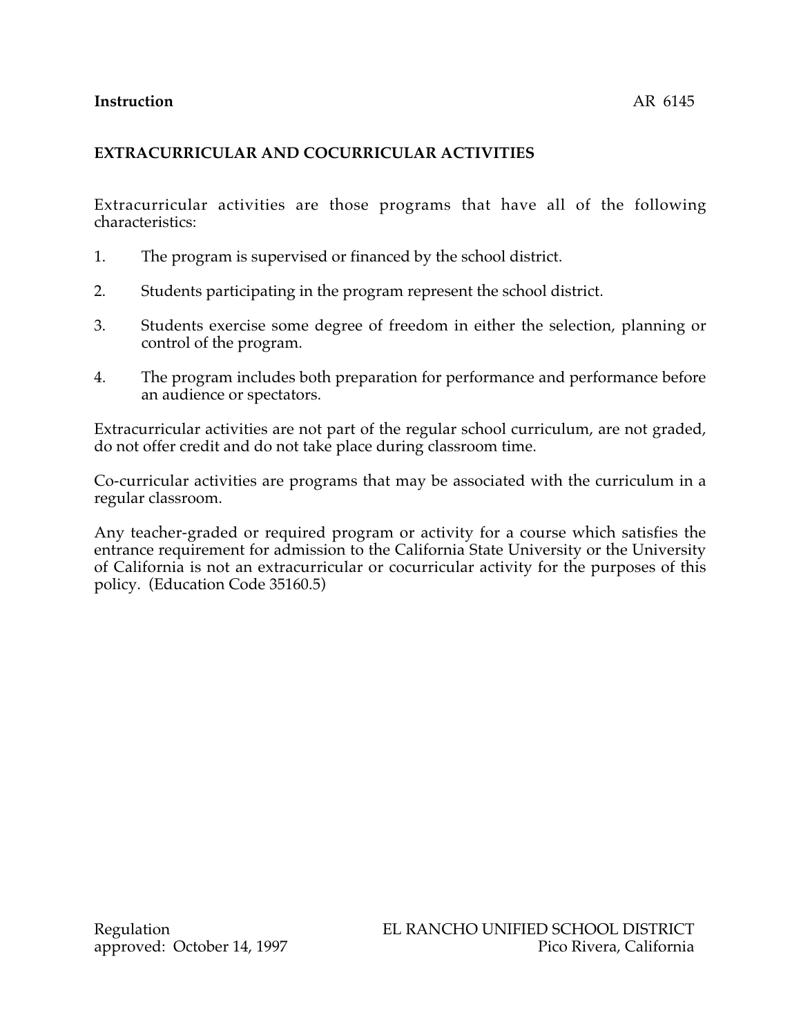**Instruction** AR 6145

## EXTRACURRICULAR AND COCURRICULAR ACTIVITIES

Extracurricular activities are those programs that have all of the following characteristics:

1. The program is supervised or financed by the school district.
2. Students participating in the program represent the school district.
3. Students exercise some degree of freedom in either the selection, planning or control of the program.
4. The program includes both preparation for performance and performance before an audience or spectators.

Extracurricular activities are not part of the regular school curriculum, are not graded, do not offer credit and do not take place during classroom time.

Co-curricular activities are programs that may be associated with the curriculum in a regular classroom.

Any teacher-graded or required program or activity for a course which satisfies the entrance requirement for admission to the California State University or the University of California is not an extracurricular or cocurricular activity for the purposes of this policy. (Education Code 35160.5)

Regulation
approved: October 14, 1997

EL RANCHO UNIFIED SCHOOL DISTRICT
Pico Rivera, California